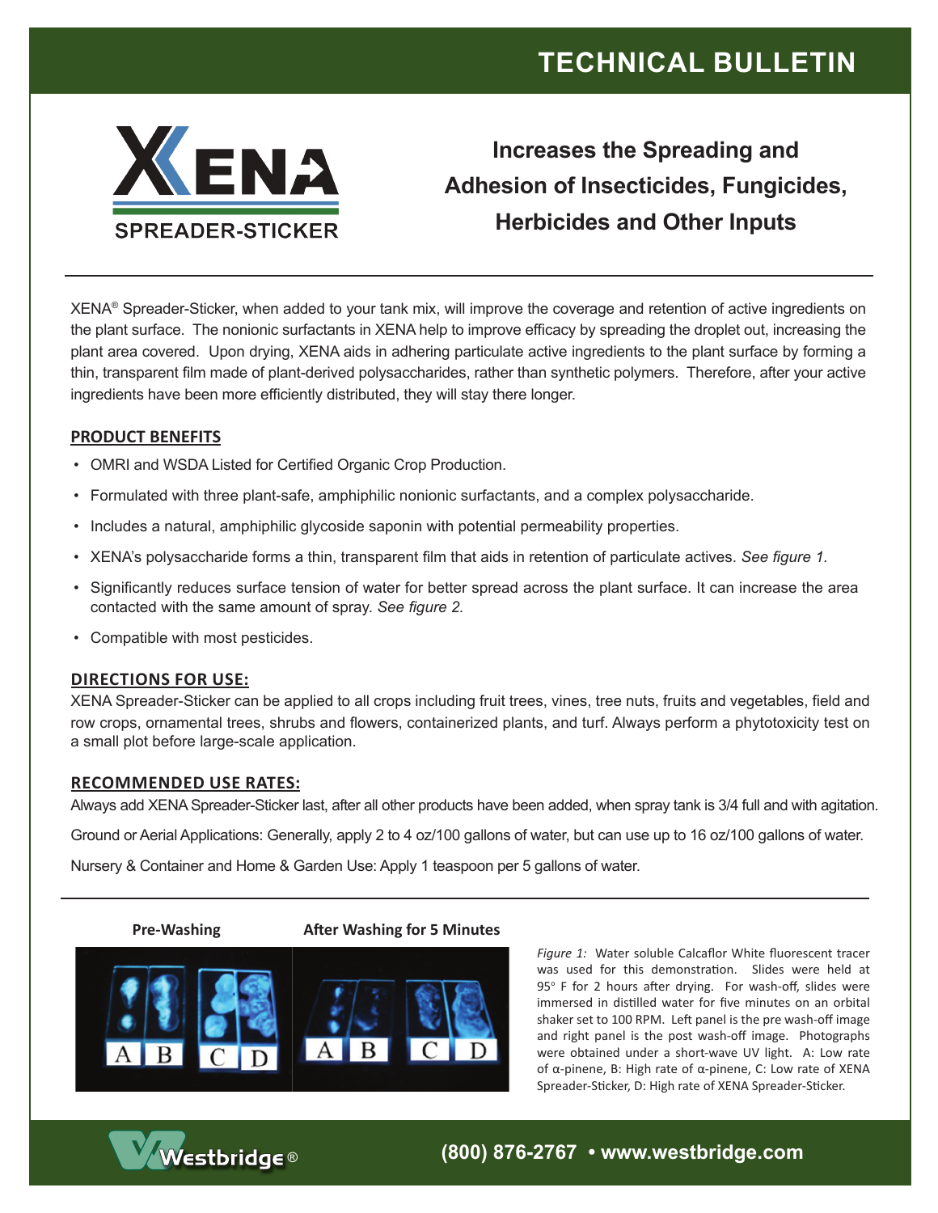# TECHNICAL BULLETIN

XENA SPREADER-STICKER

## Increases the Spreading and Adhesion of Insecticides, Fungicides, Herbicides and Other Inputs

XENA® Spreader-Sticker, when added to your tank mix, will improve the coverage and retention of active ingredients on the plant surface. The nonionic surfactants in XENA help to improve efficacy by spreading the droplet out, increasing the plant area covered. Upon drying, XENA aids in adhering particulate active ingredients to the plant surface by forming a thin, transparent film made of plant-derived polysaccharides, rather than synthetic polymers. Therefore, after your active ingredients have been more efficiently distributed, they will stay there longer.

### PRODUCT BENEFITS

- OMRI and WSDA Listed for Certified Organic Crop Production.
- Formulated with three plant-safe, amphiphilic nonionic surfactants, and a complex polysaccharide.
- Includes a natural, amphiphilic glycoside saponin with potential permeability properties.
- XENA's polysaccharide forms a thin, transparent film that aids in retention of particulate actives. *See figure 1.*
- Significantly reduces surface tension of water for better spread across the plant surface. It can increase the area contacted with the same amount of spray. *See figure 2.*
- Compatible with most pesticides.

### DIRECTIONS FOR USE:

XENA Spreader-Sticker can be applied to all crops including fruit trees, vines, tree nuts, fruits and vegetables, field and row crops, ornamental trees, shrubs and flowers, containerized plants, and turf. Always perform a phytotoxicity test on a small plot before large-scale application.

### RECOMMENDED USE RATES:

Always add XENA Spreader-Sticker last, after all other products have been added, when spray tank is 3/4 full and with agitation.

Ground or Aerial Applications: Generally, apply 2 to 4 oz/100 gallons of water, but can use up to 16 oz/100 gallons of water.

Nursery & Container and Home & Garden Use: Apply 1 teaspoon per 5 gallons of water.

Pre-Washing

After Washing for 5 Minutes

A B C D

A B C D

*Figure 1:* Water soluble Calcaflor White fluorescent tracer was used for this demonstration. Slides were held at 95° F for 2 hours after drying. For wash-off, slides were immersed in distilled water for five minutes on an orbital shaker set to 100 RPM. Left panel is the pre wash-off image and right panel is the post wash-off image. Photographs were obtained under a short-wave UV light. A: Low rate of α-pinene, B: High rate of α-pinene, C: Low rate of XENA Spreader-Sticker, D: High rate of XENA Spreader-Sticker.

Westbridge®

(800) 876-2767 • www.westbridge.com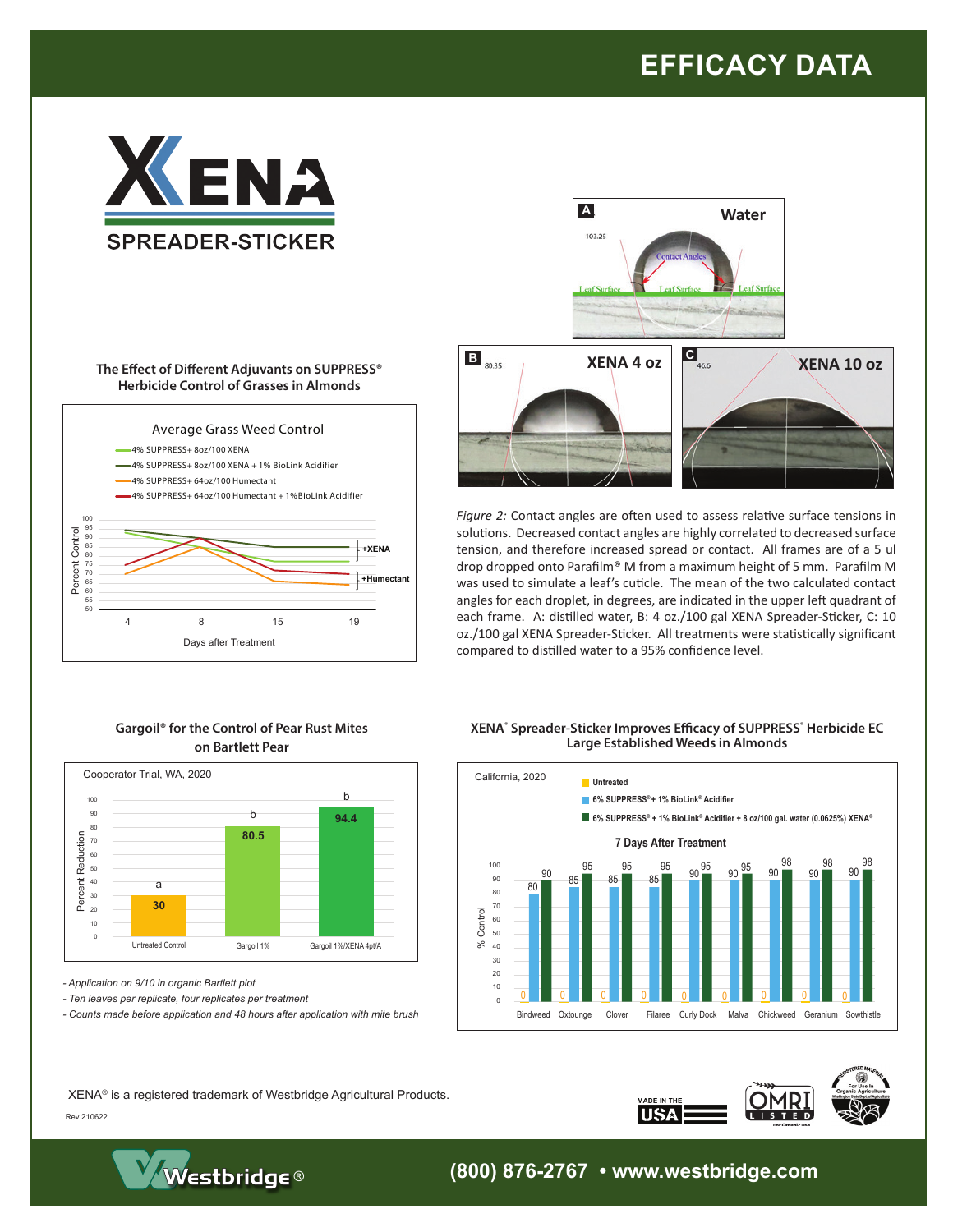# EFFICACY DATA

XENA

SPREADER-STICKER

### The Effect of Different Adjuvants on SUPPRESS® Herbicide Control of Grasses in Almonds

Average Grass Weed Control

4% SUPPRESS+ 8oz/100 XENA

4% SUPPRESS+ 8oz/100 XENA + 1% BioLink Acidifier

4% SUPPRESS+ 64oz/100 Humectant

4% SUPPRESS+ 64oz/100 Humectant + 1%BioLink Acidifier

Percent Control

100, 95, 90, 85, 80, 75, 70, 65, 60, 55, 50

+XENA

+Humectant

4, 8, 15, 19

Days after Treatment

A — Water — 103.25 — Contact Angles — Leaf Surface — Leaf Surface — Leaf Surface

B — XENA 4 oz — 80.35

C — XENA 10 oz — 46.6

*Figure 2:* Contact angles are often used to assess relative surface tensions in solutions. Decreased contact angles are highly correlated to decreased surface tension, and therefore increased spread or contact. All frames are of a 5 ul drop dropped onto Parafilm® M from a maximum height of 5 mm. Parafilm M was used to simulate a leaf's cuticle. The mean of the two calculated contact angles for each droplet, in degrees, are indicated in the upper left quadrant of each frame. A: distilled water, B: 4 oz./100 gal XENA Spreader-Sticker, C: 10 oz./100 gal XENA Spreader-Sticker. All treatments were statistically significant compared to distilled water to a 95% confidence level.

### Gargoil® for the Control of Pear Rust Mites on Bartlett Pear

Cooperator Trial, WA, 2020

Percent Reduction

100, 90, 80, 70, 60, 50, 40, 30, 20, 10, 0

Untreated Control: 30 (a)

Gargoil 1%: 80.5 (b)

Gargoil 1%/XENA 4pt/A: 94.4 (b)

- *Application on 9/10 in organic Bartlett plot*
- *Ten leaves per replicate, four replicates per treatment*
- *Counts made before application and 48 hours after application with mite brush*

### XENA® Spreader-Sticker Improves Efficacy of SUPPRESS® Herbicide EC Large Established Weeds in Almonds

California, 2020

Untreated

6% SUPPRESS® + 1% BioLink® Acidifier

6% SUPPRESS® + 1% BioLink® Acidifier + 8 oz/100 gal. water (0.0625%) XENA®

7 Days After Treatment

% Control

100, 90, 80, 70, 60, 50, 40, 30, 20, 10, 0

Bindweed: 0, 80, 90

Oxtounge: 0, 85, 95

Clover: 0, 85, 95

Filaree: 0, 85, 95

Curly Dock: 0, 90, 95

Malva: 0, 90, 95

Chickweed: 0, 90, 98

Geranium: 0, 90, 98

Sowthistle: 0, 90, 98

XENA® is a registered trademark of Westbridge Agricultural Products.

Rev 210622

MADE IN THE USA

OMRI LISTED For Organic Use

REGISTERED MATERIAL For Use In Organic Agriculture Washington State Dept. of Agriculture

Westbridge®

(800) 876-2767 • www.westbridge.com